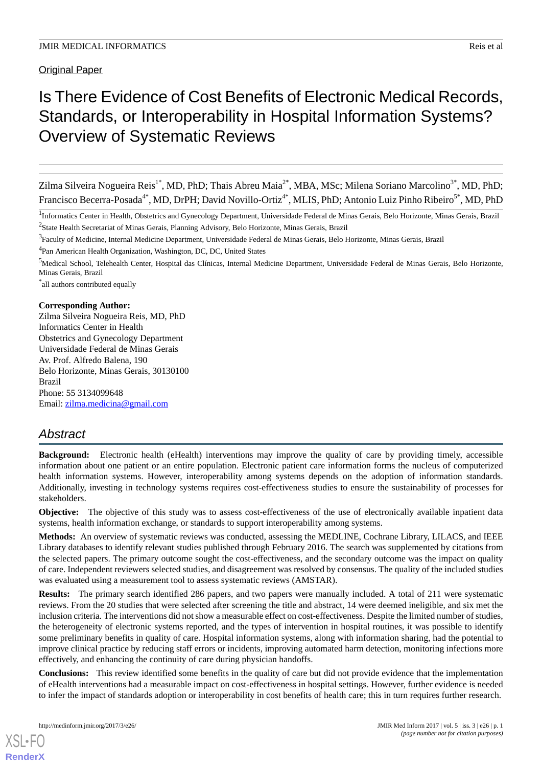Original Paper

# Is There Evidence of Cost Benefits of Electronic Medical Records, Standards, or Interoperability in Hospital Information Systems? Overview of Systematic Reviews

Zilma Silveira Nogueira Reis[1*], MD, PhD; Thais Abreu Maia[2*], MBA, MSc; Milena Soriano Marcolino[3*], MD, PhD; Francisco Becerra-Posada[4*], MD, DrPH; David Novillo-Ortiz[4*], MLIS, PhD; Antonio Luiz Pinho Ribeiro[5*], MD, PhD

[1]Informatics Center in Health, Obstetrics and Gynecology Department, Universidade Federal de Minas Gerais, Belo Horizonte, Minas Gerais, Brazil

[2]State Health Secretariat of Minas Gerais, Planning Advisory, Belo Horizonte, Minas Gerais, Brazil

[3]Faculty of Medicine, Internal Medicine Department, Universidade Federal de Minas Gerais, Belo Horizonte, Minas Gerais, Brazil

[4]Pan American Health Organization, Washington, DC, DC, United States

[5]Medical School, Telehealth Center, Hospital das Clínicas, Internal Medicine Department, Universidade Federal de Minas Gerais, Belo Horizonte, Minas Gerais, Brazil

[*]all authors contributed equally

**Corresponding Author:**
Zilma Silveira Nogueira Reis, MD, PhD
Informatics Center in Health
Obstetrics and Gynecology Department
Universidade Federal de Minas Gerais
Av. Prof. Alfredo Balena, 190
Belo Horizonte, Minas Gerais, 30130100
Brazil
Phone: 55 3134099648
Email: zilma.medicina@gmail.com

## Abstract

**Background:** Electronic health (eHealth) interventions may improve the quality of care by providing timely, accessible information about one patient or an entire population. Electronic patient care information forms the nucleus of computerized health information systems. However, interoperability among systems depends on the adoption of information standards. Additionally, investing in technology systems requires cost-effectiveness studies to ensure the sustainability of processes for stakeholders.

**Objective:** The objective of this study was to assess cost-effectiveness of the use of electronically available inpatient data systems, health information exchange, or standards to support interoperability among systems.

**Methods:** An overview of systematic reviews was conducted, assessing the MEDLINE, Cochrane Library, LILACS, and IEEE Library databases to identify relevant studies published through February 2016. The search was supplemented by citations from the selected papers. The primary outcome sought the cost-effectiveness, and the secondary outcome was the impact on quality of care. Independent reviewers selected studies, and disagreement was resolved by consensus. The quality of the included studies was evaluated using a measurement tool to assess systematic reviews (AMSTAR).

**Results:** The primary search identified 286 papers, and two papers were manually included. A total of 211 were systematic reviews. From the 20 studies that were selected after screening the title and abstract, 14 were deemed ineligible, and six met the inclusion criteria. The interventions did not show a measurable effect on cost-effectiveness. Despite the limited number of studies, the heterogeneity of electronic systems reported, and the types of intervention in hospital routines, it was possible to identify some preliminary benefits in quality of care. Hospital information systems, along with information sharing, had the potential to improve clinical practice by reducing staff errors or incidents, improving automated harm detection, monitoring infections more effectively, and enhancing the continuity of care during physician handoffs.

**Conclusions:** This review identified some benefits in the quality of care but did not provide evidence that the implementation of eHealth interventions had a measurable impact on cost-effectiveness in hospital settings. However, further evidence is needed to infer the impact of standards adoption or interoperability in cost benefits of health care; this in turn requires further research.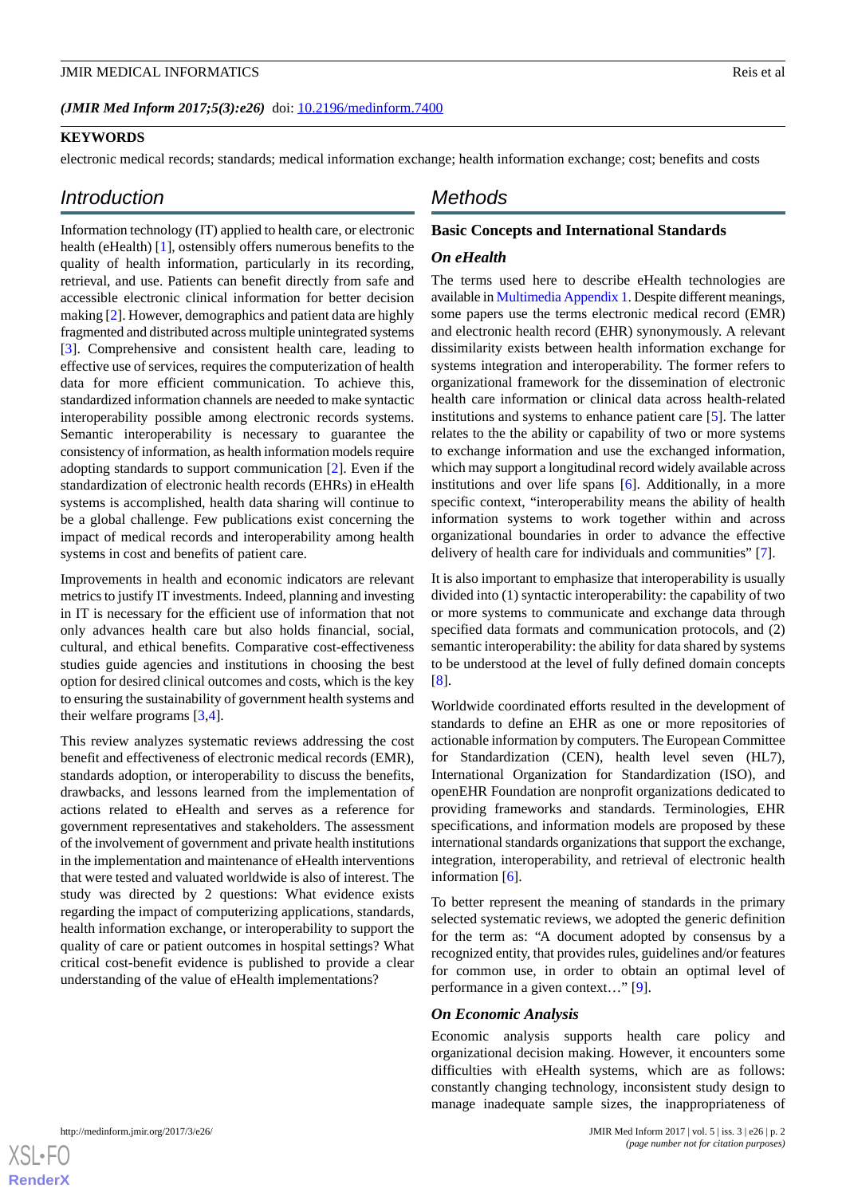(*JMIR Med Inform 2017;5(3):e26*) doi: 10.2196/medinform.7400

**KEYWORDS**

electronic medical records; standards; medical information exchange; health information exchange; cost; benefits and costs

## Introduction

Information technology (IT) applied to health care, or electronic health (eHealth) [1], ostensibly offers numerous benefits to the quality of health information, particularly in its recording, retrieval, and use. Patients can benefit directly from safe and accessible electronic clinical information for better decision making [2]. However, demographics and patient data are highly fragmented and distributed across multiple unintegrated systems [3]. Comprehensive and consistent health care, leading to effective use of services, requires the computerization of health data for more efficient communication. To achieve this, standardized information channels are needed to make syntactic interoperability possible among electronic records systems. Semantic interoperability is necessary to guarantee the consistency of information, as health information models require adopting standards to support communication [2]. Even if the standardization of electronic health records (EHRs) in eHealth systems is accomplished, health data sharing will continue to be a global challenge. Few publications exist concerning the impact of medical records and interoperability among health systems in cost and benefits of patient care.

Improvements in health and economic indicators are relevant metrics to justify IT investments. Indeed, planning and investing in IT is necessary for the efficient use of information that not only advances health care but also holds financial, social, cultural, and ethical benefits. Comparative cost-effectiveness studies guide agencies and institutions in choosing the best option for desired clinical outcomes and costs, which is the key to ensuring the sustainability of government health systems and their welfare programs [3,4].

This review analyzes systematic reviews addressing the cost benefit and effectiveness of electronic medical records (EMR), standards adoption, or interoperability to discuss the benefits, drawbacks, and lessons learned from the implementation of actions related to eHealth and serves as a reference for government representatives and stakeholders. The assessment of the involvement of government and private health institutions in the implementation and maintenance of eHealth interventions that were tested and valuated worldwide is also of interest. The study was directed by 2 questions: What evidence exists regarding the impact of computerizing applications, standards, health information exchange, or interoperability to support the quality of care or patient outcomes in hospital settings? What critical cost-benefit evidence is published to provide a clear understanding of the value of eHealth implementations?

## Methods

### Basic Concepts and International Standards

#### *On eHealth*

The terms used here to describe eHealth technologies are available in Multimedia Appendix 1. Despite different meanings, some papers use the terms electronic medical record (EMR) and electronic health record (EHR) synonymously. A relevant dissimilarity exists between health information exchange for systems integration and interoperability. The former refers to organizational framework for the dissemination of electronic health care information or clinical data across health-related institutions and systems to enhance patient care [5]. The latter relates to the the ability or capability of two or more systems to exchange information and use the exchanged information, which may support a longitudinal record widely available across institutions and over life spans [6]. Additionally, in a more specific context, "interoperability means the ability of health information systems to work together within and across organizational boundaries in order to advance the effective delivery of health care for individuals and communities" [7].

It is also important to emphasize that interoperability is usually divided into (1) syntactic interoperability: the capability of two or more systems to communicate and exchange data through specified data formats and communication protocols, and (2) semantic interoperability: the ability for data shared by systems to be understood at the level of fully defined domain concepts [8].

Worldwide coordinated efforts resulted in the development of standards to define an EHR as one or more repositories of actionable information by computers. The European Committee for Standardization (CEN), health level seven (HL7), International Organization for Standardization (ISO), and openEHR Foundation are nonprofit organizations dedicated to providing frameworks and standards. Terminologies, EHR specifications, and information models are proposed by these international standards organizations that support the exchange, integration, interoperability, and retrieval of electronic health information [6].

To better represent the meaning of standards in the primary selected systematic reviews, we adopted the generic definition for the term as: "A document adopted by consensus by a recognized entity, that provides rules, guidelines and/or features for common use, in order to obtain an optimal level of performance in a given context…" [9].

#### *On Economic Analysis*

Economic analysis supports health care policy and organizational decision making. However, it encounters some difficulties with eHealth systems, which are as follows: constantly changing technology, inconsistent study design to manage inadequate sample sizes, the inappropriateness of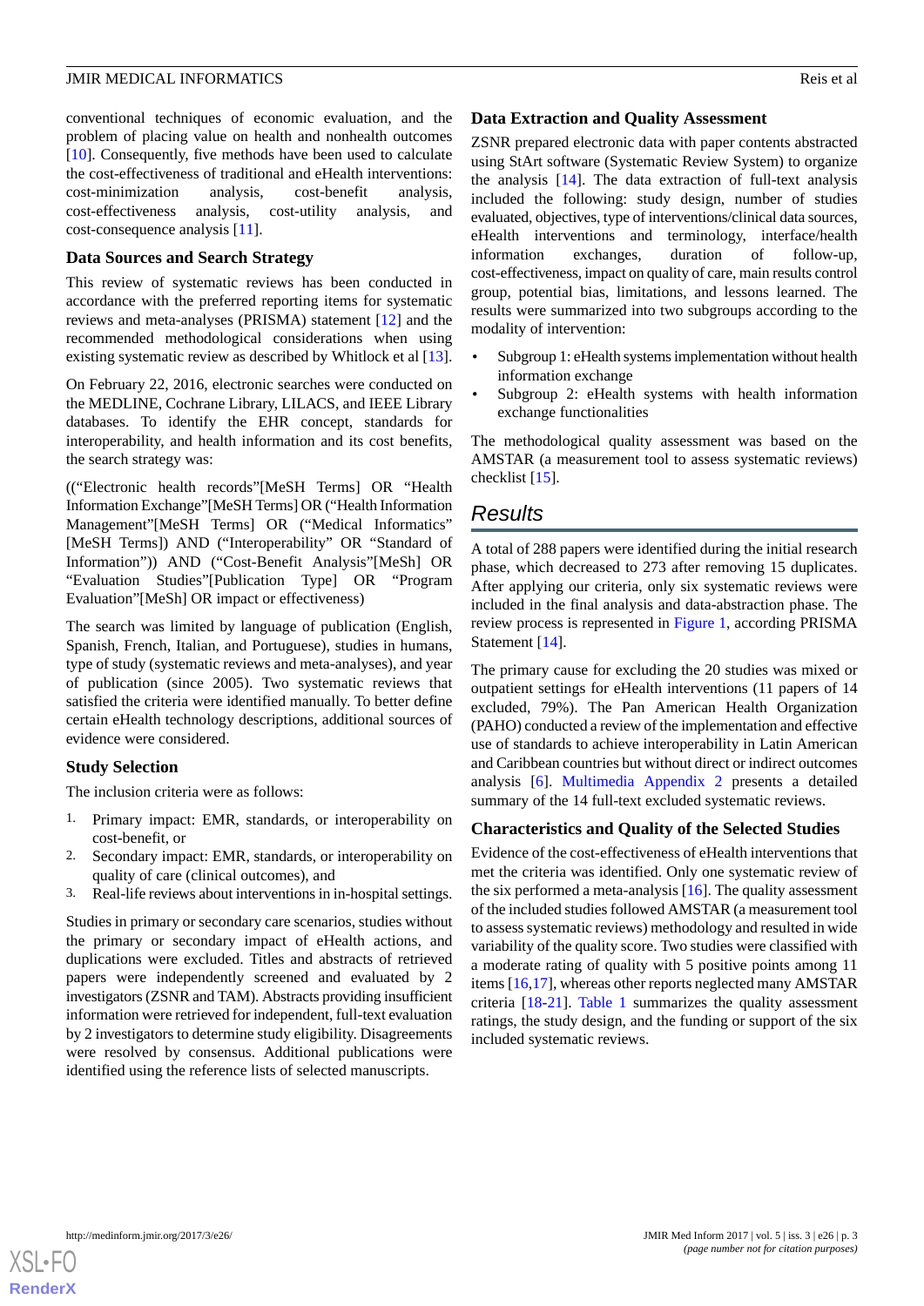conventional techniques of economic evaluation, and the problem of placing value on health and nonhealth outcomes [10]. Consequently, five methods have been used to calculate the cost-effectiveness of traditional and eHealth interventions: cost-minimization analysis, cost-benefit analysis, cost-effectiveness analysis, cost-utility analysis, and cost-consequence analysis [11].

### Data Sources and Search Strategy

This review of systematic reviews has been conducted in accordance with the preferred reporting items for systematic reviews and meta-analyses (PRISMA) statement [12] and the recommended methodological considerations when using existing systematic review as described by Whitlock et al [13].

On February 22, 2016, electronic searches were conducted on the MEDLINE, Cochrane Library, LILACS, and IEEE Library databases. To identify the EHR concept, standards for interoperability, and health information and its cost benefits, the search strategy was:

((“Electronic health records”[MeSH Terms] OR “Health Information Exchange”[MeSH Terms] OR (“Health Information Management”[MeSH Terms] OR (“Medical Informatics” [MeSH Terms]) AND (“Interoperability” OR “Standard of Information”)) AND (“Cost-Benefit Analysis”[MeSh] OR “Evaluation Studies”[Publication Type] OR “Program Evaluation”[MeSh] OR impact or effectiveness)

The search was limited by language of publication (English, Spanish, French, Italian, and Portuguese), studies in humans, type of study (systematic reviews and meta-analyses), and year of publication (since 2005). Two systematic reviews that satisfied the criteria were identified manually. To better define certain eHealth technology descriptions, additional sources of evidence were considered.

### Study Selection

The inclusion criteria were as follows:

1. Primary impact: EMR, standards, or interoperability on cost-benefit, or
2. Secondary impact: EMR, standards, or interoperability on quality of care (clinical outcomes), and
3. Real-life reviews about interventions in in-hospital settings.

Studies in primary or secondary care scenarios, studies without the primary or secondary impact of eHealth actions, and duplications were excluded. Titles and abstracts of retrieved papers were independently screened and evaluated by 2 investigators (ZSNR and TAM). Abstracts providing insufficient information were retrieved for independent, full-text evaluation by 2 investigators to determine study eligibility. Disagreements were resolved by consensus. Additional publications were identified using the reference lists of selected manuscripts.

### Data Extraction and Quality Assessment

ZSNR prepared electronic data with paper contents abstracted using StArt software (Systematic Review System) to organize the analysis [14]. The data extraction of full-text analysis included the following: study design, number of studies evaluated, objectives, type of interventions/clinical data sources, eHealth interventions and terminology, interface/health information exchanges, duration of follow-up, cost-effectiveness, impact on quality of care, main results control group, potential bias, limitations, and lessons learned. The results were summarized into two subgroups according to the modality of intervention:

- Subgroup 1: eHealth systems implementation without health information exchange
- Subgroup 2: eHealth systems with health information exchange functionalities

The methodological quality assessment was based on the AMSTAR (a measurement tool to assess systematic reviews) checklist [15].

## Results

A total of 288 papers were identified during the initial research phase, which decreased to 273 after removing 15 duplicates. After applying our criteria, only six systematic reviews were included in the final analysis and data-abstraction phase. The review process is represented in Figure 1, according PRISMA Statement [14].

The primary cause for excluding the 20 studies was mixed or outpatient settings for eHealth interventions (11 papers of 14 excluded, 79%). The Pan American Health Organization (PAHO) conducted a review of the implementation and effective use of standards to achieve interoperability in Latin American and Caribbean countries but without direct or indirect outcomes analysis [6]. Multimedia Appendix 2 presents a detailed summary of the 14 full-text excluded systematic reviews.

### Characteristics and Quality of the Selected Studies

Evidence of the cost-effectiveness of eHealth interventions that met the criteria was identified. Only one systematic review of the six performed a meta-analysis [16]. The quality assessment of the included studies followed AMSTAR (a measurement tool to assess systematic reviews) methodology and resulted in wide variability of the quality score. Two studies were classified with a moderate rating of quality with 5 positive points among 11 items [16,17], whereas other reports neglected many AMSTAR criteria [18-21]. Table 1 summarizes the quality assessment ratings, the study design, and the funding or support of the six included systematic reviews.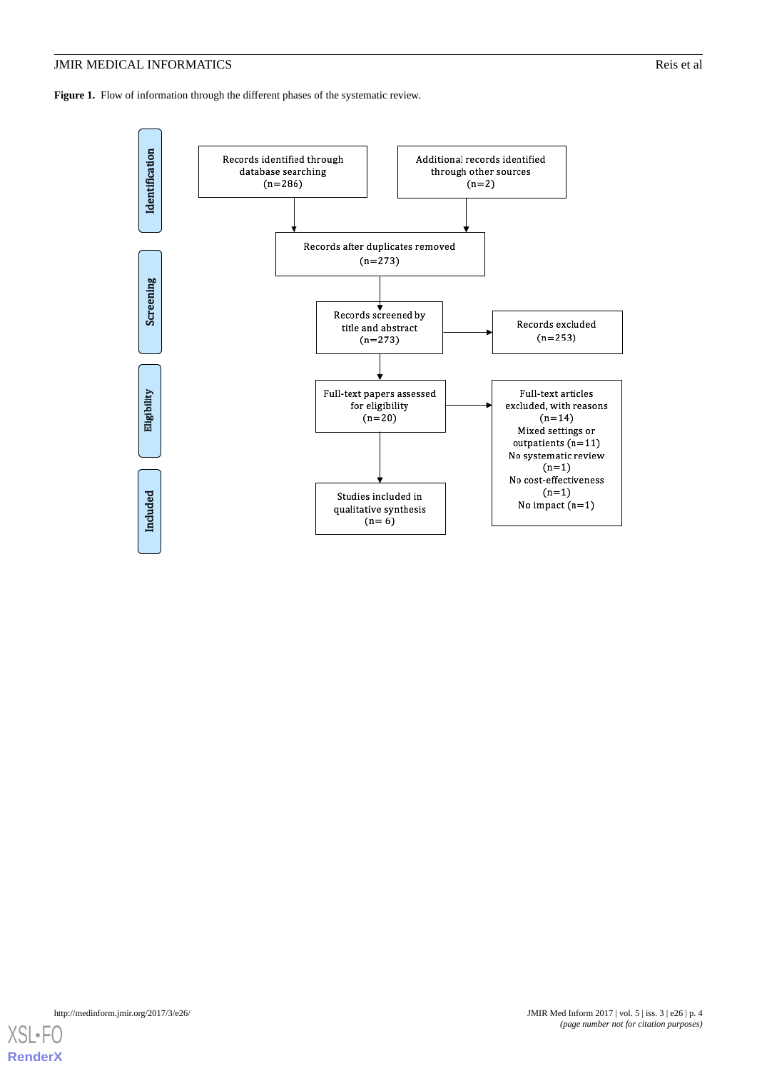**Figure 1.** Flow of information through the different phases of the systematic review.

**Identification**

- Records identified through database searching (n=286)
- Additional records identified through other sources (n=2)

Records after duplicates removed (n=273)

**Screening**

- Records screened by title and abstract (n=273)
- Records excluded (n=253)

**Eligibility**

- Full-text papers assessed for eligibility (n=20)
- Full-text articles excluded, with reasons (n=14)
  - Mixed settings or outpatients (n=11)
  - No systematic review (n=1)
  - No cost-effectiveness (n=1)
  - No impact (n=1)

**Included**

- Studies included in qualitative synthesis (n= 6)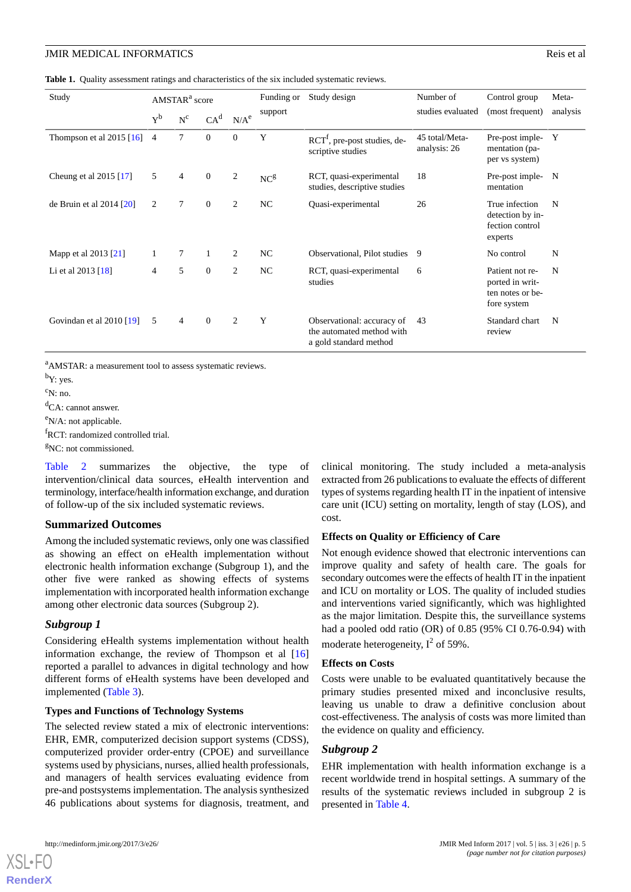**Table 1.** Quality assessment ratings and characteristics of the six included systematic reviews.

| Study | AMSTAR[a] score | | | | Funding or support | Study design | Number of studies evaluated | Control group (most frequent) | Meta-analysis |
|---|---|---|---|---|---|---|---|---|---|
| | Y[b] | N[c] | CA[d] | N/A[e] | | | | | |
| Thompson et al 2015 [16] | 4 | 7 | 0 | 0 | Y | RCT[f], pre-post studies, descriptive studies | 45 total/Meta-analysis: 26 | Pre-post implementation (paper vs system) | Y |
| Cheung et al 2015 [17] | 5 | 4 | 0 | 2 | NC[g] | RCT, quasi-experimental studies, descriptive studies | 18 | Pre-post implementation | N |
| de Bruin et al 2014 [20] | 2 | 7 | 0 | 2 | NC | Quasi-experimental | 26 | True infection detection by infection control experts | N |
| Mapp et al 2013 [21] | 1 | 7 | 1 | 2 | NC | Observational, Pilot studies | 9 | No control | N |
| Li et al 2013 [18] | 4 | 5 | 0 | 2 | NC | RCT, quasi-experimental studies | 6 | Patient not reported in written notes or before system | N |
| Govindan et al 2010 [19] | 5 | 4 | 0 | 2 | Y | Observational: accuracy of the automated method with a gold standard method | 43 | Standard chart review | N |

[a]AMSTAR: a measurement tool to assess systematic reviews.

[b]Y: yes.

[c]N: no.

[d]CA: cannot answer.

[e]N/A: not applicable.

[f]RCT: randomized controlled trial.

[g]NC: not commissioned.

Table 2 summarizes the objective, the type of intervention/clinical data sources, eHealth intervention and terminology, interface/health information exchange, and duration of follow-up of the six included systematic reviews.

### Summarized Outcomes

Among the included systematic reviews, only one was classified as showing an effect on eHealth implementation without electronic health information exchange (Subgroup 1), and the other five were ranked as showing effects of systems implementation with incorporated health information exchange among other electronic data sources (Subgroup 2).

### *Subgroup 1*

Considering eHealth systems implementation without health information exchange, the review of Thompson et al [16] reported a parallel to advances in digital technology and how different forms of eHealth systems have been developed and implemented (Table 3).

#### Types and Functions of Technology Systems

The selected review stated a mix of electronic interventions: EHR, EMR, computerized decision support systems (CDSS), computerized provider order-entry (CPOE) and surveillance systems used by physicians, nurses, allied health professionals, and managers of health services evaluating evidence from pre-and postsystems implementation. The analysis synthesized 46 publications about systems for diagnosis, treatment, and clinical monitoring. The study included a meta-analysis extracted from 26 publications to evaluate the effects of different types of systems regarding health IT in the inpatient of intensive care unit (ICU) setting on mortality, length of stay (LOS), and cost.

#### Effects on Quality or Efficiency of Care

Not enough evidence showed that electronic interventions can improve quality and safety of health care. The goals for secondary outcomes were the effects of health IT in the inpatient and ICU on mortality or LOS. The quality of included studies and interventions varied significantly, which was highlighted as the major limitation. Despite this, the surveillance systems had a pooled odd ratio (OR) of 0.85 (95% CI 0.76-0.94) with moderate heterogeneity, $I^2$ of 59%.

#### Effects on Costs

Costs were unable to be evaluated quantitatively because the primary studies presented mixed and inconclusive results, leaving us unable to draw a definitive conclusion about cost-effectiveness. The analysis of costs was more limited than the evidence on quality and efficiency.

### *Subgroup 2*

EHR implementation with health information exchange is a recent worldwide trend in hospital settings. A summary of the results of the systematic reviews included in subgroup 2 is presented in Table 4.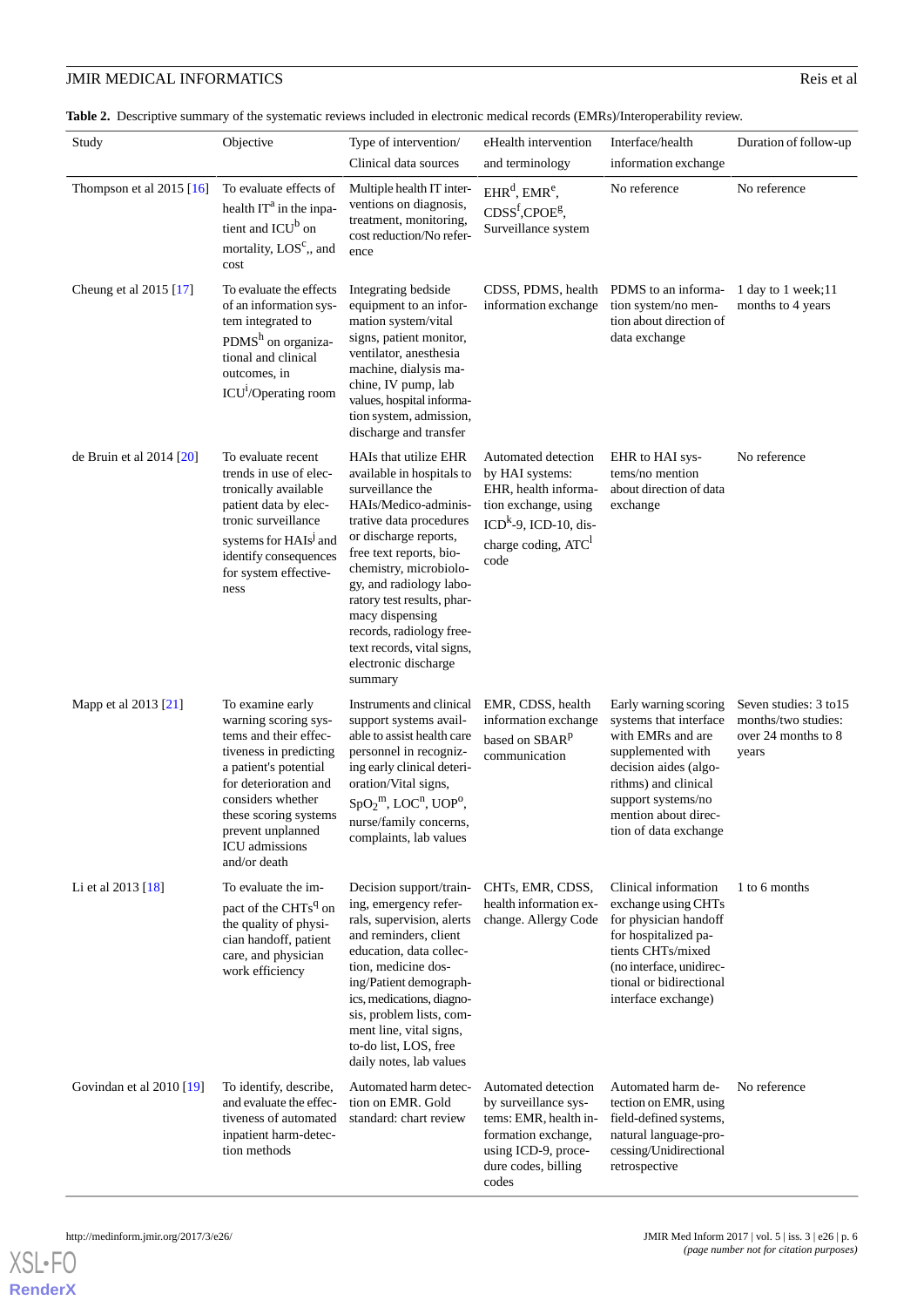**Table 2.** Descriptive summary of the systematic reviews included in electronic medical records (EMRs)/Interoperability review.

| Study | Objective | Type of intervention/ Clinical data sources | eHealth intervention and terminology | Interface/health information exchange | Duration of follow-up |
|---|---|---|---|---|---|
| Thompson et al 2015 [16] | To evaluate effects of health IT[a] in the inpatient and ICU[b] on mortality, LOS[c],, and cost | Multiple health IT interventions on diagnosis, treatment, monitoring, cost reduction/No reference | EHR[d], EMR[e], CDSS[f],CPOE[g], Surveillance system | No reference | No reference |
| Cheung et al 2015 [17] | To evaluate the effects of an information system integrated to PDMS[h] on organizational and clinical outcomes, in ICU[i]/Operating room | Integrating bedside equipment to an information system/vital signs, patient monitor, ventilator, anesthesia machine, dialysis machine, IV pump, lab values, hospital information system, admission, discharge and transfer | CDSS, PDMS, health information exchange | PDMS to an information system/no mention about direction of data exchange | 1 day to 1 week;11 months to 4 years |
| de Bruin et al 2014 [20] | To evaluate recent trends in use of electronically available patient data by electronic surveillance systems for HAIs[j] and identify consequences for system effectiveness | HAIs that utilize EHR available in hospitals to surveillance the HAIs/Medico-administrative data procedures or discharge reports, free text reports, biochemistry, microbiology, and radiology laboratory test results, pharmacy dispensing records, radiology free-text records, vital signs, electronic discharge summary | Automated detection by HAI systems: EHR, health information exchange, using ICD[k]-9, ICD-10, discharge coding, ATC[l] code | EHR to HAI systems/no mention about direction of data exchange | No reference |
| Mapp et al 2013 [21] | To examine early warning scoring systems and their effectiveness in predicting a patient's potential for deterioration and considers whether these scoring systems prevent unplanned ICU admissions and/or death | Instruments and clinical support systems available to assist health care personnel in recognizing early clinical deterioration/Vital signs, $SpO_2$[m], LOC[n], UOP[o], nurse/family concerns, complaints, lab values | EMR, CDSS, health information exchange based on SBAR[p] communication | Early warning scoring systems that interface with EMRs and are supplemented with decision aides (algorithms) and clinical support systems/no mention about direction of data exchange | Seven studies: 3 to15 months/two studies: over 24 months to 8 years |
| Li et al 2013 [18] | To evaluate the impact of the CHTs[q] on the quality of physician handoff, patient care, and physician work efficiency | Decision support/training, emergency referrals, supervision, alerts and reminders, client education, data collection, medicine dosing/Patient demographics, medications, diagnosis, problem lists, comment line, vital signs, to-do list, LOS, free daily notes, lab values | CHTs, EMR, CDSS, health information exchange. Allergy Code | Clinical information exchange using CHTs for physician handoff for hospitalized patients CHTs/mixed (no interface, unidirectional or bidirectional interface exchange) | 1 to 6 months |
| Govindan et al 2010 [19] | To identify, describe, and evaluate the effectiveness of automated inpatient harm-detection methods | Automated harm detection on EMR. Gold standard: chart review | Automated detection by surveillance systems: EMR, health information exchange, using ICD-9, procedure codes, billing codes | Automated harm detection on EMR, using field-defined systems, natural language-processing/Unidirectional retrospective | No reference |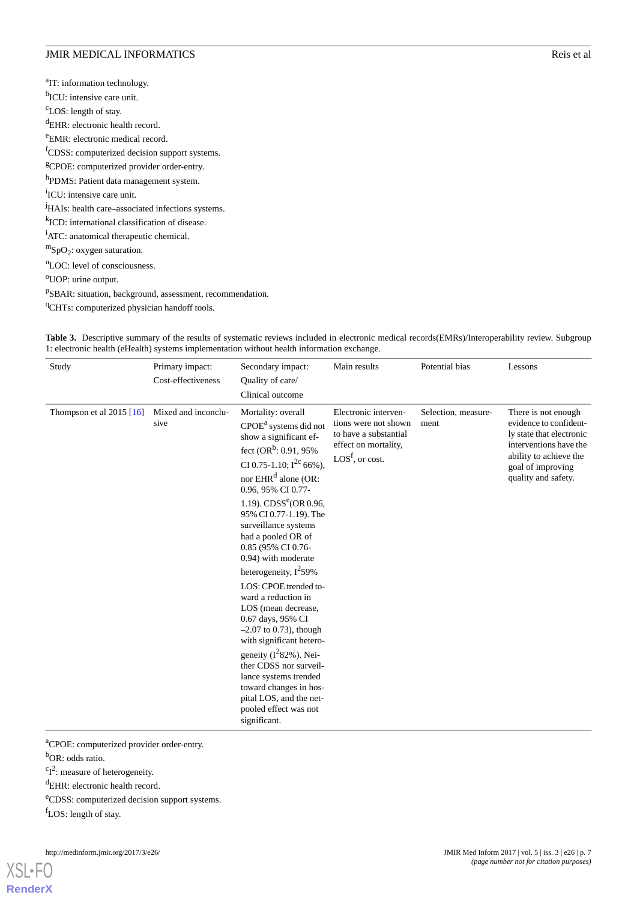[a]IT: information technology.

[b]ICU: intensive care unit.

[c]LOS: length of stay.

[d]EHR: electronic health record.

[e]EMR: electronic medical record.

[f]CDSS: computerized decision support systems.

[g]CPOE: computerized provider order-entry.

[h]PDMS: Patient data management system.

[i]ICU: intensive care unit.

[j]HAIs: health care–associated infections systems.

[k]ICD: international classification of disease.

[l]ATC: anatomical therapeutic chemical.

[m]$SpO_2$: oxygen saturation.

[n]LOC: level of consciousness.

[o]UOP: urine output.

[p]SBAR: situation, background, assessment, recommendation.

[q]CHTs: computerized physician handoff tools.

**Table 3.** Descriptive summary of the results of systematic reviews included in electronic medical records(EMRs)/Interoperability review. Subgroup 1: electronic health (eHealth) systems implementation without health information exchange.

| Study | Primary impact: Cost-effectiveness | Secondary impact: Quality of care/ Clinical outcome | Main results | Potential bias | Lessons |
|---|---|---|---|---|---|
| Thompson et al 2015 [16] | Mixed and inconclusive | Mortality: overall CPOE[a] systems did not show a significant effect (OR[b]: 0.91, 95% CI 0.75-1.10; $I^2$[c] 66%), nor EHR[d] alone (OR: 0.96, 95% CI 0.77-1.19). CDSS[e](OR 0.96, 95% CI 0.77-1.19). The surveillance systems had a pooled OR of 0.85 (95% CI 0.76-0.94) with moderate heterogeneity, $I^2$59% LOS: CPOE trended toward a reduction in LOS (mean decrease, 0.67 days, 95% CI –2.07 to 0.73), though with significant heterogeneity ($I^2$82%). Neither CDSS nor surveillance systems trended toward changes in hospital LOS, and the net-pooled effect was not significant. | Electronic interventions were not shown to have a substantial effect on mortality, LOS[f], or cost. | Selection, measurement | There is not enough evidence to confidently state that electronic interventions have the ability to achieve the goal of improving quality and safety. |

[a]CPOE: computerized provider order-entry.

[b]OR: odds ratio.

[c]$I^2$: measure of heterogeneity.

[d]EHR: electronic health record.

[e]CDSS: computerized decision support systems.

[f]LOS: length of stay.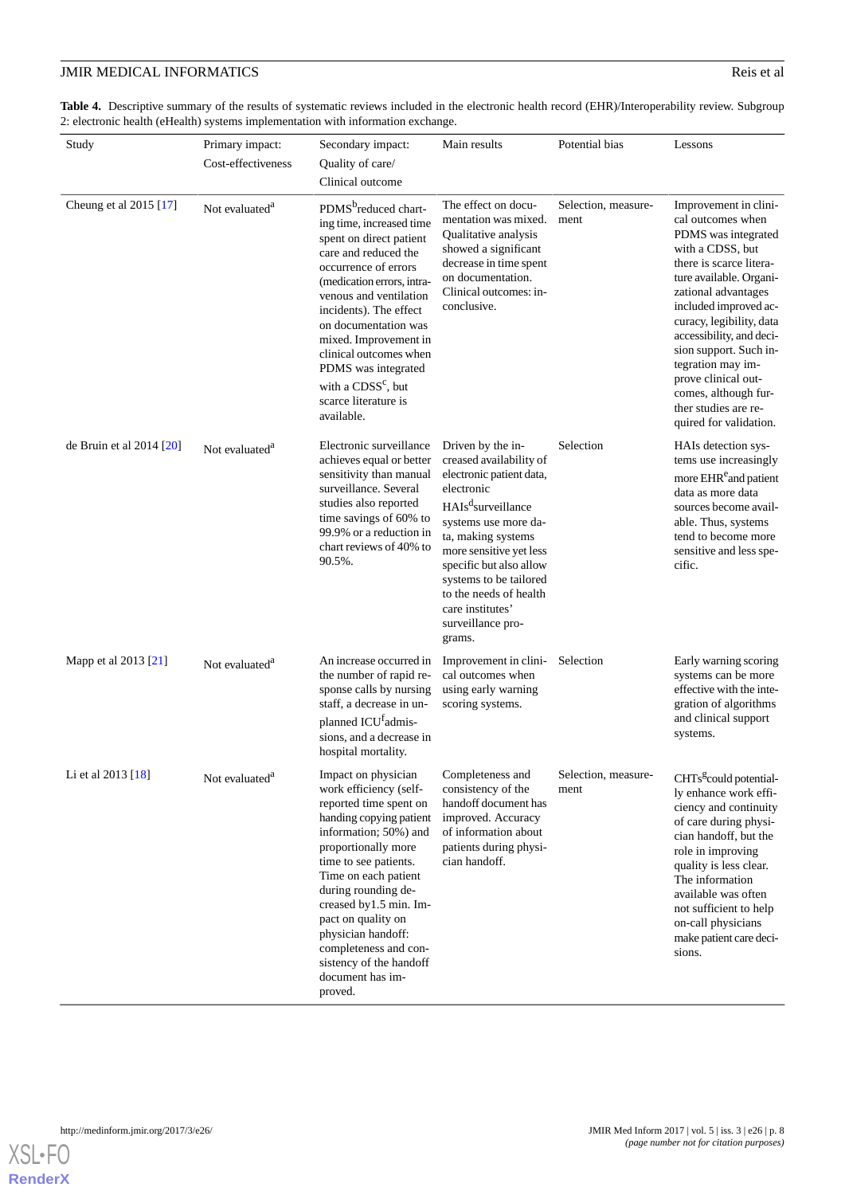**Table 4.** Descriptive summary of the results of systematic reviews included in the electronic health record (EHR)/Interoperability review. Subgroup 2: electronic health (eHealth) systems implementation with information exchange.

| Study | Primary impact: Cost-effectiveness | Secondary impact: Quality of care/ Clinical outcome | Main results | Potential bias | Lessons |
|---|---|---|---|---|---|
| Cheung et al 2015 [17] | Not evaluated[a] | PDMS[b] reduced charting time, increased time spent on direct patient care and reduced the occurrence of errors (medication errors, intravenous and ventilation incidents). The effect on documentation was mixed. Improvement in clinical outcomes when PDMS was integrated with a CDSS[c], but scarce literature is available. | The effect on documentation was mixed. Qualitative analysis showed a significant decrease in time spent on documentation. Clinical outcomes: inconclusive. | Selection, measurement | Improvement in clinical outcomes when PDMS was integrated with a CDSS, but there is scarce literature available. Organizational advantages included improved accuracy, legibility, data accessibility, and decision support. Such integration may improve clinical outcomes, although further studies are required for validation. |
| de Bruin et al 2014 [20] | Not evaluated[a] | Electronic surveillance achieves equal or better sensitivity than manual surveillance. Several studies also reported time savings of 60% to 99.9% or a reduction in chart reviews of 40% to 90.5%. | Driven by the increased availability of electronic patient data, electronic HAIs[d] surveillance systems use more data, making systems more sensitive yet less specific but also allow systems to be tailored to the needs of health care institutes' surveillance programs. | Selection | HAIs detection systems use increasingly more EHR[e] and patient data as more data sources become available. Thus, systems tend to become more sensitive and less specific. |
| Mapp et al 2013 [21] | Not evaluated[a] | An increase occurred in the number of rapid response calls by nursing staff, a decrease in unplanned ICU[f] admissions, and a decrease in hospital mortality. | Improvement in clinical outcomes when using early warning scoring systems. | Selection | Early warning scoring systems can be more effective with the integration of algorithms and clinical support systems. |
| Li et al 2013 [18] | Not evaluated[a] | Impact on physician work efficiency (self-reported time spent on handing copying patient information; 50%) and proportionally more time to see patients. Time on each patient during rounding decreased by1.5 min. Impact on quality on physician handoff: completeness and consistency of the handoff document has improved. | Completeness and consistency of the handoff document has improved. Accuracy of information about patients during physician handoff. | Selection, measurement | CHTs[g] could potentially enhance work efficiency and continuity of care during physician handoff, but the role in improving quality is less clear. The information available was often not sufficient to help on-call physicians make patient care decisions. |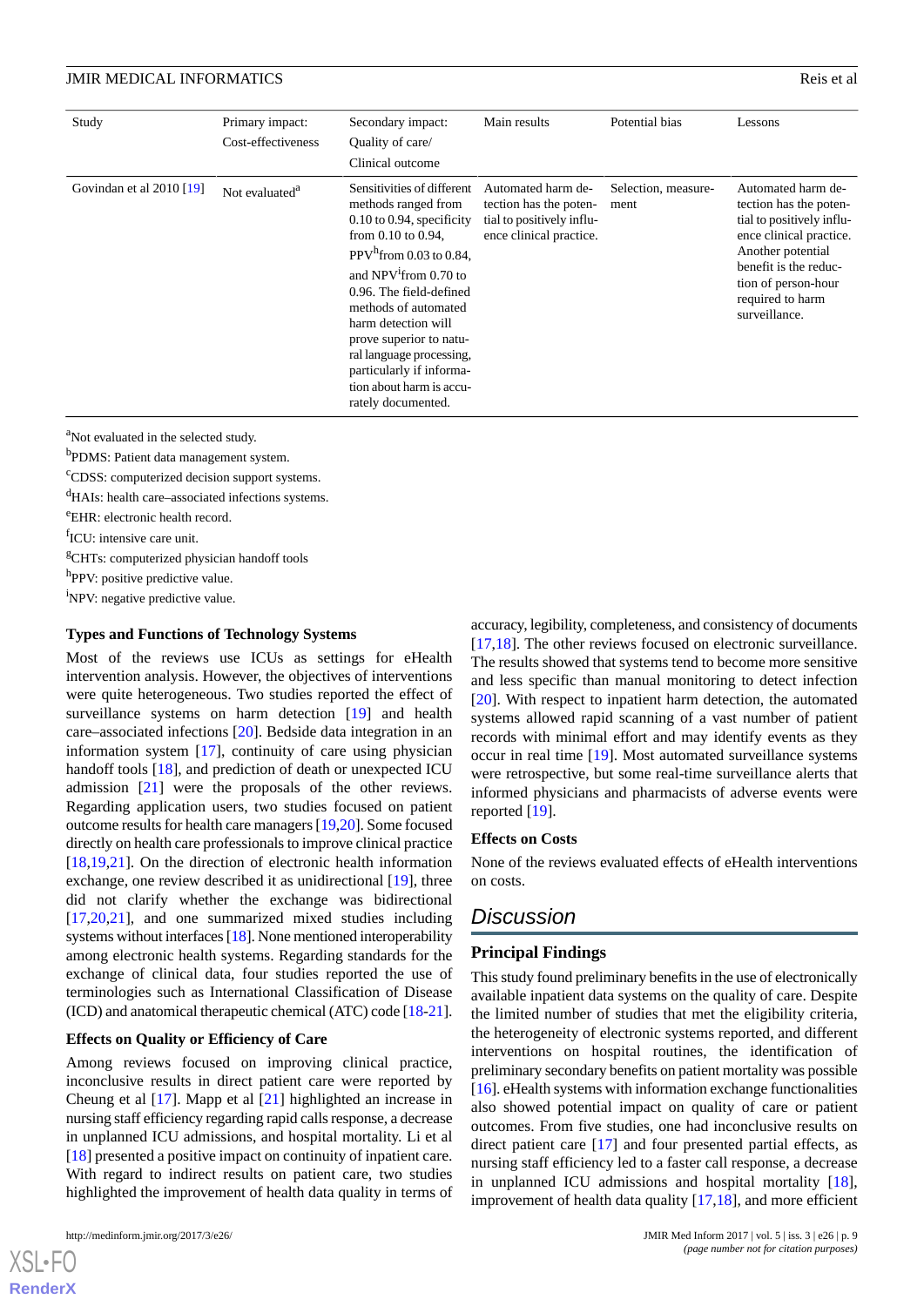| Study | Primary impact: Cost-effectiveness | Secondary impact: Quality of care/ Clinical outcome | Main results | Potential bias | Lessons |
|---|---|---|---|---|---|
| Govindan et al 2010 [19] | Not evaluated[a] | Sensitivities of different methods ranged from 0.10 to 0.94, specificity from 0.10 to 0.94, PPV[h] from 0.03 to 0.84, and NPV[i] from 0.70 to 0.96. The field-defined methods of automated harm detection will prove superior to natural language processing, particularly if information about harm is accurately documented. | Automated harm detection has the potential to positively influence clinical practice. | Selection, measurement | Automated harm detection has the potential to positively influence clinical practice. Another potential benefit is the reduction of person-hour required to harm surveillance. |

[a]Not evaluated in the selected study.

[b]PDMS: Patient data management system.

[c]CDSS: computerized decision support systems.

[d]HAIs: health care–associated infections systems.

[e]EHR: electronic health record.

[f]ICU: intensive care unit.

[g]CHTs: computerized physician handoff tools

[h]PPV: positive predictive value.

[i]NPV: negative predictive value.

### Types and Functions of Technology Systems

Most of the reviews use ICUs as settings for eHealth intervention analysis. However, the objectives of interventions were quite heterogeneous. Two studies reported the effect of surveillance systems on harm detection [19] and health care–associated infections [20]. Bedside data integration in an information system [17], continuity of care using physician handoff tools [18], and prediction of death or unexpected ICU admission [21] were the proposals of the other reviews. Regarding application users, two studies focused on patient outcome results for health care managers [19,20]. Some focused directly on health care professionals to improve clinical practice [18,19,21]. On the direction of electronic health information exchange, one review described it as unidirectional [19], three did not clarify whether the exchange was bidirectional [17,20,21], and one summarized mixed studies including systems without interfaces [18]. None mentioned interoperability among electronic health systems. Regarding standards for the exchange of clinical data, four studies reported the use of terminologies such as International Classification of Disease (ICD) and anatomical therapeutic chemical (ATC) code [18-21].

### Effects on Quality or Efficiency of Care

Among reviews focused on improving clinical practice, inconclusive results in direct patient care were reported by Cheung et al [17]. Mapp et al [21] highlighted an increase in nursing staff efficiency regarding rapid calls response, a decrease in unplanned ICU admissions, and hospital mortality. Li et al [18] presented a positive impact on continuity of inpatient care. With regard to indirect results on patient care, two studies highlighted the improvement of health data quality in terms of accuracy, legibility, completeness, and consistency of documents [17,18]. The other reviews focused on electronic surveillance. The results showed that systems tend to become more sensitive and less specific than manual monitoring to detect infection [20]. With respect to inpatient harm detection, the automated systems allowed rapid scanning of a vast number of patient records with minimal effort and may identify events as they occur in real time [19]. Most automated surveillance systems were retrospective, but some real-time surveillance alerts that informed physicians and pharmacists of adverse events were reported [19].

### Effects on Costs

None of the reviews evaluated effects of eHealth interventions on costs.

## Discussion

### Principal Findings

This study found preliminary benefits in the use of electronically available inpatient data systems on the quality of care. Despite the limited number of studies that met the eligibility criteria, the heterogeneity of electronic systems reported, and different interventions on hospital routines, the identification of preliminary secondary benefits on patient mortality was possible [16]. eHealth systems with information exchange functionalities also showed potential impact on quality of care or patient outcomes. From five studies, one had inconclusive results on direct patient care [17] and four presented partial effects, as nursing staff efficiency led to a faster call response, a decrease in unplanned ICU admissions and hospital mortality [18], improvement of health data quality [17,18], and more efficient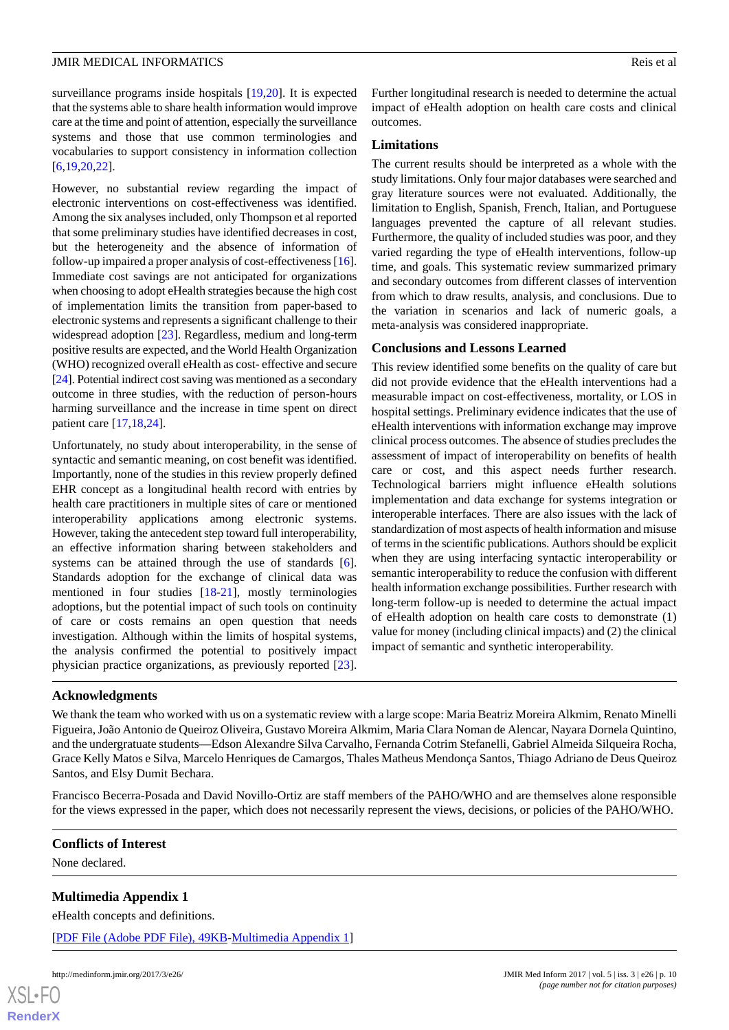surveillance programs inside hospitals [19,20]. It is expected that the systems able to share health information would improve care at the time and point of attention, especially the surveillance systems and those that use common terminologies and vocabularies to support consistency in information collection [6,19,20,22].

However, no substantial review regarding the impact of electronic interventions on cost-effectiveness was identified. Among the six analyses included, only Thompson et al reported that some preliminary studies have identified decreases in cost, but the heterogeneity and the absence of information of follow-up impaired a proper analysis of cost-effectiveness [16]. Immediate cost savings are not anticipated for organizations when choosing to adopt eHealth strategies because the high cost of implementation limits the transition from paper-based to electronic systems and represents a significant challenge to their widespread adoption [23]. Regardless, medium and long-term positive results are expected, and the World Health Organization (WHO) recognized overall eHealth as cost- effective and secure [24]. Potential indirect cost saving was mentioned as a secondary outcome in three studies, with the reduction of person-hours harming surveillance and the increase in time spent on direct patient care [17,18,24].

Unfortunately, no study about interoperability, in the sense of syntactic and semantic meaning, on cost benefit was identified. Importantly, none of the studies in this review properly defined EHR concept as a longitudinal health record with entries by health care practitioners in multiple sites of care or mentioned interoperability applications among electronic systems. However, taking the antecedent step toward full interoperability, an effective information sharing between stakeholders and systems can be attained through the use of standards [6]. Standards adoption for the exchange of clinical data was mentioned in four studies [18-21], mostly terminologies adoptions, but the potential impact of such tools on continuity of care or costs remains an open question that needs investigation. Although within the limits of hospital systems, the analysis confirmed the potential to positively impact physician practice organizations, as previously reported [23]. Further longitudinal research is needed to determine the actual impact of eHealth adoption on health care costs and clinical outcomes.

### Limitations

The current results should be interpreted as a whole with the study limitations. Only four major databases were searched and gray literature sources were not evaluated. Additionally, the limitation to English, Spanish, French, Italian, and Portuguese languages prevented the capture of all relevant studies. Furthermore, the quality of included studies was poor, and they varied regarding the type of eHealth interventions, follow-up time, and goals. This systematic review summarized primary and secondary outcomes from different classes of intervention from which to draw results, analysis, and conclusions. Due to the variation in scenarios and lack of numeric goals, a meta-analysis was considered inappropriate.

### Conclusions and Lessons Learned

This review identified some benefits on the quality of care but did not provide evidence that the eHealth interventions had a measurable impact on cost-effectiveness, mortality, or LOS in hospital settings. Preliminary evidence indicates that the use of eHealth interventions with information exchange may improve clinical process outcomes. The absence of studies precludes the assessment of impact of interoperability on benefits of health care or cost, and this aspect needs further research. Technological barriers might influence eHealth solutions implementation and data exchange for systems integration or interoperable interfaces. There are also issues with the lack of standardization of most aspects of health information and misuse of terms in the scientific publications. Authors should be explicit when they are using interfacing syntactic interoperability or semantic interoperability to reduce the confusion with different health information exchange possibilities. Further research with long-term follow-up is needed to determine the actual impact of eHealth adoption on health care costs to demonstrate (1) value for money (including clinical impacts) and (2) the clinical impact of semantic and synthetic interoperability.

## Acknowledgments

We thank the team who worked with us on a systematic review with a large scope: Maria Beatriz Moreira Alkmim, Renato Minelli Figueira, João Antonio de Queiroz Oliveira, Gustavo Moreira Alkmim, Maria Clara Noman de Alencar, Nayara Dornela Quintino, and the undergratuate students—Edson Alexandre Silva Carvalho, Fernanda Cotrim Stefanelli, Gabriel Almeida Silqueira Rocha, Grace Kelly Matos e Silva, Marcelo Henriques de Camargos, Thales Matheus Mendonça Santos, Thiago Adriano de Deus Queiroz Santos, and Elsy Dumit Bechara.

Francisco Becerra-Posada and David Novillo-Ortiz are staff members of the PAHO/WHO and are themselves alone responsible for the views expressed in the paper, which does not necessarily represent the views, decisions, or policies of the PAHO/WHO.

## Conflicts of Interest

None declared.

## Multimedia Appendix 1

eHealth concepts and definitions.

[PDF File (Adobe PDF File), 49KB-Multimedia Appendix 1]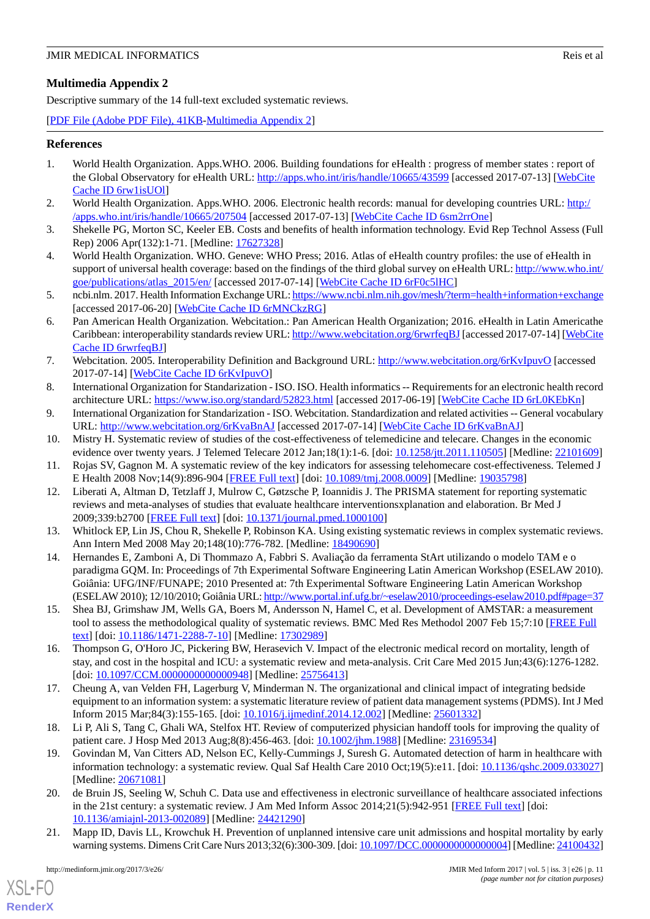## Multimedia Appendix 2

Descriptive summary of the 14 full-text excluded systematic reviews.

[PDF File (Adobe PDF File), 41KB-Multimedia Appendix 2]

## References

1. World Health Organization. Apps.WHO. 2006. Building foundations for eHealth : progress of member states : report of the Global Observatory for eHealth URL: http://apps.who.int/iris/handle/10665/43599 [accessed 2017-07-13] [WebCite Cache ID 6rw1isUOl]
2. World Health Organization. Apps.WHO. 2006. Electronic health records: manual for developing countries URL: http://apps.who.int/iris/handle/10665/207504 [accessed 2017-07-13] [WebCite Cache ID 6sm2rrOne]
3. Shekelle PG, Morton SC, Keeler EB. Costs and benefits of health information technology. Evid Rep Technol Assess (Full Rep) 2006 Apr(132):1-71. [Medline: 17627328]
4. World Health Organization. WHO. Geneve: WHO Press; 2016. Atlas of eHealth country profiles: the use of eHealth in support of universal health coverage: based on the findings of the third global survey on eHealth URL: http://www.who.int/goe/publications/atlas_2015/en/ [accessed 2017-07-14] [WebCite Cache ID 6rF0c5lHC]
5. ncbi.nlm. 2017. Health Information Exchange URL: https://www.ncbi.nlm.nih.gov/mesh/?term=health+information+exchange [accessed 2017-06-20] [WebCite Cache ID 6rMNCkzRG]
6. Pan American Health Organization. Webcitation.: Pan American Health Organization; 2016. eHealth in Latin Americathe Caribbean: interoperability standards review URL: http://www.webcitation.org/6rwrfeqBJ [accessed 2017-07-14] [WebCite Cache ID 6rwrfeqBJ]
7. Webcitation. 2005. Interoperability Definition and Background URL: http://www.webcitation.org/6rKvIpuvO [accessed 2017-07-14] [WebCite Cache ID 6rKvIpuvO]
8. International Organization for Standarization - ISO. ISO. Health informatics -- Requirements for an electronic health record architecture URL: https://www.iso.org/standard/52823.html [accessed 2017-06-19] [WebCite Cache ID 6rL0KEbKn]
9. International Organization for Standarization - ISO. Webcitation. Standardization and related activities -- General vocabulary URL: http://www.webcitation.org/6rKvaBnAJ [accessed 2017-07-14] [WebCite Cache ID 6rKvaBnAJ]
10. Mistry H. Systematic review of studies of the cost-effectiveness of telemedicine and telecare. Changes in the economic evidence over twenty years. J Telemed Telecare 2012 Jan;18(1):1-6. [doi: 10.1258/jtt.2011.110505] [Medline: 22101609]
11. Rojas SV, Gagnon M. A systematic review of the key indicators for assessing telehomecare cost-effectiveness. Telemed J E Health 2008 Nov;14(9):896-904 [FREE Full text] [doi: 10.1089/tmj.2008.0009] [Medline: 19035798]
12. Liberati A, Altman D, Tetzlaff J, Mulrow C, Gøtzsche P, Ioannidis J. The PRISMA statement for reporting systematic reviews and meta-analyses of studies that evaluate healthcare interventionsxplanation and elaboration. Br Med J 2009;339:b2700 [FREE Full text] [doi: 10.1371/journal.pmed.1000100]
13. Whitlock EP, Lin JS, Chou R, Shekelle P, Robinson KA. Using existing systematic reviews in complex systematic reviews. Ann Intern Med 2008 May 20;148(10):776-782. [Medline: 18490690]
14. Hernandes E, Zamboni A, Di Thommazo A, Fabbri S. Avaliação da ferramenta StArt utilizando o modelo TAM e o paradigma GQM. In: Proceedings of 7th Experimental Software Engineering Latin American Workshop (ESELAW 2010). Goiânia: UFG/INF/FUNAPE; 2010 Presented at: 7th Experimental Software Engineering Latin American Workshop (ESELAW 2010); 12/10/2010; Goiânia URL: http://www.portal.inf.ufg.br/~eselaw2010/proceedings-eselaw2010.pdf#page=37
15. Shea BJ, Grimshaw JM, Wells GA, Boers M, Andersson N, Hamel C, et al. Development of AMSTAR: a measurement tool to assess the methodological quality of systematic reviews. BMC Med Res Methodol 2007 Feb 15;7:10 [FREE Full text] [doi: 10.1186/1471-2288-7-10] [Medline: 17302989]
16. Thompson G, O'Horo JC, Pickering BW, Herasevich V. Impact of the electronic medical record on mortality, length of stay, and cost in the hospital and ICU: a systematic review and meta-analysis. Crit Care Med 2015 Jun;43(6):1276-1282. [doi: 10.1097/CCM.0000000000000948] [Medline: 25756413]
17. Cheung A, van Velden FH, Lagerburg V, Minderman N. The organizational and clinical impact of integrating bedside equipment to an information system: a systematic literature review of patient data management systems (PDMS). Int J Med Inform 2015 Mar;84(3):155-165. [doi: 10.1016/j.ijmedinf.2014.12.002] [Medline: 25601332]
18. Li P, Ali S, Tang C, Ghali WA, Stelfox HT. Review of computerized physician handoff tools for improving the quality of patient care. J Hosp Med 2013 Aug;8(8):456-463. [doi: 10.1002/jhm.1988] [Medline: 23169534]
19. Govindan M, Van Citters AD, Nelson EC, Kelly-Cummings J, Suresh G. Automated detection of harm in healthcare with information technology: a systematic review. Qual Saf Health Care 2010 Oct;19(5):e11. [doi: 10.1136/qshc.2009.033027] [Medline: 20671081]
20. de Bruin JS, Seeling W, Schuh C. Data use and effectiveness in electronic surveillance of healthcare associated infections in the 21st century: a systematic review. J Am Med Inform Assoc 2014;21(5):942-951 [FREE Full text] [doi: 10.1136/amiajnl-2013-002089] [Medline: 24421290]
21. Mapp ID, Davis LL, Krowchuk H. Prevention of unplanned intensive care unit admissions and hospital mortality by early warning systems. Dimens Crit Care Nurs 2013;32(6):300-309. [doi: 10.1097/DCC.0000000000000004] [Medline: 24100432]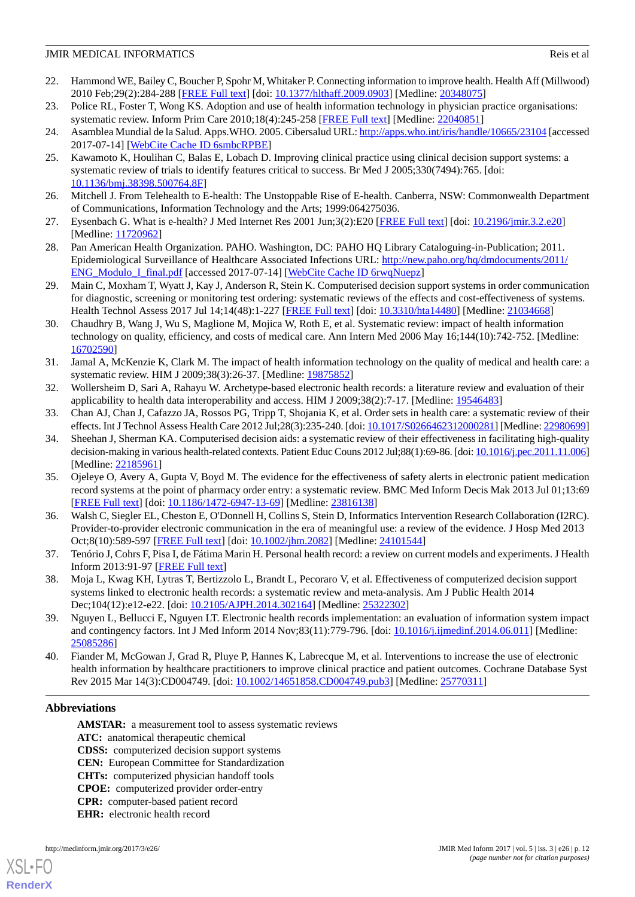22. Hammond WE, Bailey C, Boucher P, Spohr M, Whitaker P. Connecting information to improve health. Health Aff (Millwood) 2010 Feb;29(2):284-288 [FREE Full text] [doi: 10.1377/hlthaff.2009.0903] [Medline: 20348075]
23. Police RL, Foster T, Wong KS. Adoption and use of health information technology in physician practice organisations: systematic review. Inform Prim Care 2010;18(4):245-258 [FREE Full text] [Medline: 22040851]
24. Asamblea Mundial de la Salud. Apps.WHO. 2005. Cibersalud URL: http://apps.who.int/iris/handle/10665/23104 [accessed 2017-07-14] [WebCite Cache ID 6smbcRPBE]
25. Kawamoto K, Houlihan C, Balas E, Lobach D. Improving clinical practice using clinical decision support systems: a systematic review of trials to identify features critical to success. Br Med J 2005;330(7494):765. [doi: 10.1136/bmj.38398.500764.8F]
26. Mitchell J. From Telehealth to E-health: The Unstoppable Rise of E-health. Canberra, NSW: Commonwealth Department of Communications, Information Technology and the Arts; 1999:064275036.
27. Eysenbach G. What is e-health? J Med Internet Res 2001 Jun;3(2):E20 [FREE Full text] [doi: 10.2196/jmir.3.2.e20] [Medline: 11720962]
28. Pan American Health Organization. PAHO. Washington, DC: PAHO HQ Library Cataloguing-in-Publication; 2011. Epidemiological Surveillance of Healthcare Associated Infections URL: http://new.paho.org/hq/dmdocuments/2011/ENG_Modulo_I_final.pdf [accessed 2017-07-14] [WebCite Cache ID 6rwqNuepz]
29. Main C, Moxham T, Wyatt J, Kay J, Anderson R, Stein K. Computerised decision support systems in order communication for diagnostic, screening or monitoring test ordering: systematic reviews of the effects and cost-effectiveness of systems. Health Technol Assess 2017 Jul 14;14(48):1-227 [FREE Full text] [doi: 10.3310/hta14480] [Medline: 21034668]
30. Chaudhry B, Wang J, Wu S, Maglione M, Mojica W, Roth E, et al. Systematic review: impact of health information technology on quality, efficiency, and costs of medical care. Ann Intern Med 2006 May 16;144(10):742-752. [Medline: 16702590]
31. Jamal A, McKenzie K, Clark M. The impact of health information technology on the quality of medical and health care: a systematic review. HIM J 2009;38(3):26-37. [Medline: 19875852]
32. Wollersheim D, Sari A, Rahayu W. Archetype-based electronic health records: a literature review and evaluation of their applicability to health data interoperability and access. HIM J 2009;38(2):7-17. [Medline: 19546483]
33. Chan AJ, Chan J, Cafazzo JA, Rossos PG, Tripp T, Shojania K, et al. Order sets in health care: a systematic review of their effects. Int J Technol Assess Health Care 2012 Jul;28(3):235-240. [doi: 10.1017/S0266462312000281] [Medline: 22980699]
34. Sheehan J, Sherman KA. Computerised decision aids: a systematic review of their effectiveness in facilitating high-quality decision-making in various health-related contexts. Patient Educ Couns 2012 Jul;88(1):69-86. [doi: 10.1016/j.pec.2011.11.006] [Medline: 22185961]
35. Ojeleye O, Avery A, Gupta V, Boyd M. The evidence for the effectiveness of safety alerts in electronic patient medication record systems at the point of pharmacy order entry: a systematic review. BMC Med Inform Decis Mak 2013 Jul 01;13:69 [FREE Full text] [doi: 10.1186/1472-6947-13-69] [Medline: 23816138]
36. Walsh C, Siegler EL, Cheston E, O'Donnell H, Collins S, Stein D, Informatics Intervention Research Collaboration (I2RC). Provider-to-provider electronic communication in the era of meaningful use: a review of the evidence. J Hosp Med 2013 Oct;8(10):589-597 [FREE Full text] [doi: 10.1002/jhm.2082] [Medline: 24101544]
37. Tenório J, Cohrs F, Pisa I, de Fátima Marin H. Personal health record: a review on current models and experiments. J Health Inform 2013:91-97 [FREE Full text]
38. Moja L, Kwag KH, Lytras T, Bertizzolo L, Brandt L, Pecoraro V, et al. Effectiveness of computerized decision support systems linked to electronic health records: a systematic review and meta-analysis. Am J Public Health 2014 Dec;104(12):e12-e22. [doi: 10.2105/AJPH.2014.302164] [Medline: 25322302]
39. Nguyen L, Bellucci E, Nguyen LT. Electronic health records implementation: an evaluation of information system impact and contingency factors. Int J Med Inform 2014 Nov;83(11):779-796. [doi: 10.1016/j.ijmedinf.2014.06.011] [Medline: 25085286]
40. Fiander M, McGowan J, Grad R, Pluye P, Hannes K, Labrecque M, et al. Interventions to increase the use of electronic health information by healthcare practitioners to improve clinical practice and patient outcomes. Cochrane Database Syst Rev 2015 Mar 14(3):CD004749. [doi: 10.1002/14651858.CD004749.pub3] [Medline: 25770311]

## Abbreviations

**AMSTAR:** a measurement tool to assess systematic reviews
**ATC:** anatomical therapeutic chemical
**CDSS:** computerized decision support systems
**CEN:** European Committee for Standardization
**CHTs:** computerized physician handoff tools
**CPOE:** computerized provider order-entry
**CPR:** computer-based patient record
**EHR:** electronic health record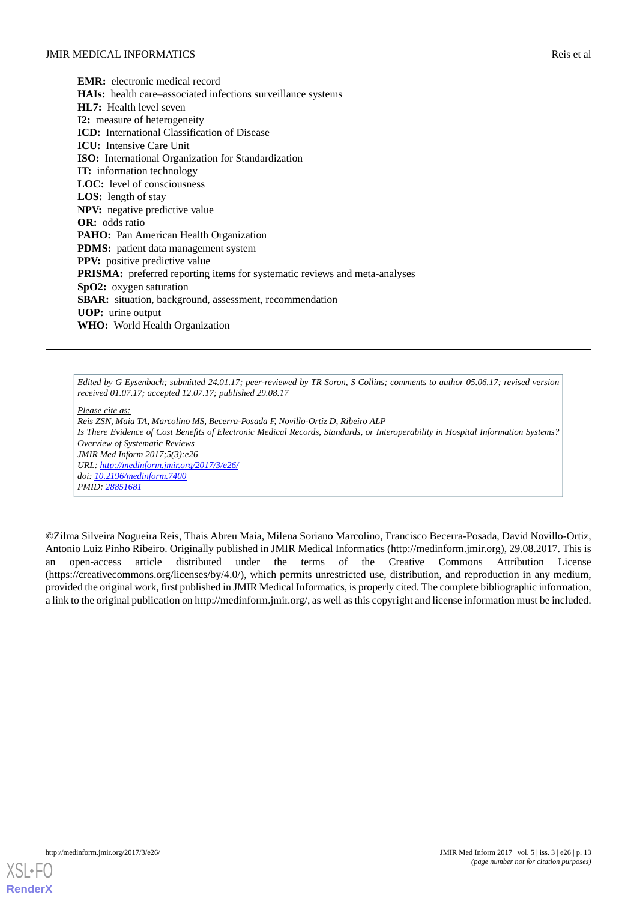**EMR:** electronic medical record
**HAIs:** health care–associated infections surveillance systems
**HL7:** Health level seven
**I2:** measure of heterogeneity
**ICD:** International Classification of Disease
**ICU:** Intensive Care Unit
**ISO:** International Organization for Standardization
**IT:** information technology
**LOC:** level of consciousness
**LOS:** length of stay
**NPV:** negative predictive value
**OR:** odds ratio
**PAHO:** Pan American Health Organization
**PDMS:** patient data management system
**PPV:** positive predictive value
**PRISMA:** preferred reporting items for systematic reviews and meta-analyses
**SpO2:** oxygen saturation
**SBAR:** situation, background, assessment, recommendation
**UOP:** urine output
**WHO:** World Health Organization

---

*Edited by G Eysenbach; submitted 24.01.17; peer-reviewed by TR Soron, S Collins; comments to author 05.06.17; revised version received 01.07.17; accepted 12.07.17; published 29.08.17*

*Please cite as:*
*Reis ZSN, Maia TA, Marcolino MS, Becerra-Posada F, Novillo-Ortiz D, Ribeiro ALP*
*Is There Evidence of Cost Benefits of Electronic Medical Records, Standards, or Interoperability in Hospital Information Systems? Overview of Systematic Reviews*
*JMIR Med Inform 2017;5(3):e26*
*URL: http://medinform.jmir.org/2017/3/e26/*
*doi: 10.2196/medinform.7400*
*PMID: 28851681*

©Zilma Silveira Nogueira Reis, Thais Abreu Maia, Milena Soriano Marcolino, Francisco Becerra-Posada, David Novillo-Ortiz, Antonio Luiz Pinho Ribeiro. Originally published in JMIR Medical Informatics (http://medinform.jmir.org), 29.08.2017. This is an open-access article distributed under the terms of the Creative Commons Attribution License (https://creativecommons.org/licenses/by/4.0/), which permits unrestricted use, distribution, and reproduction in any medium, provided the original work, first published in JMIR Medical Informatics, is properly cited. The complete bibliographic information, a link to the original publication on http://medinform.jmir.org/, as well as this copyright and license information must be included.